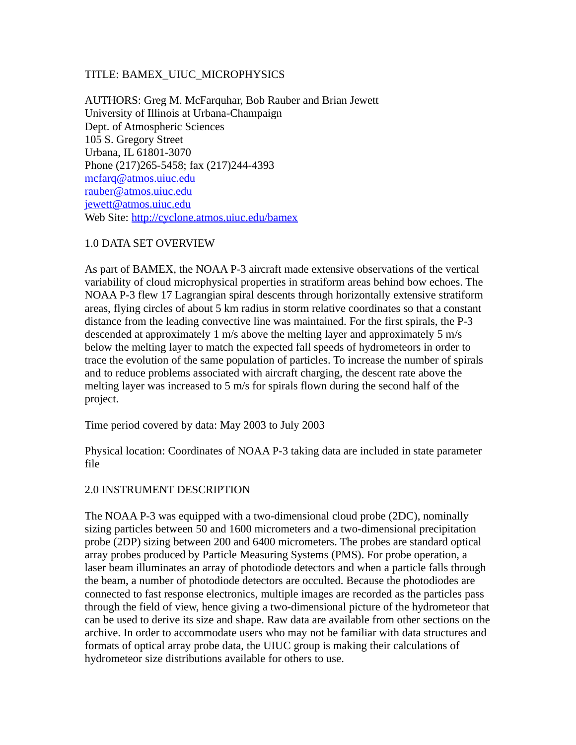TITLE: BAMEX_UIUC_MICROPHYSICS

AUTHORS: Greg M. McFarquhar, Bob Rauber and Brian Jewett
University of Illinois at Urbana-Champaign
Dept. of Atmospheric Sciences
105 S. Gregory Street
Urbana, IL 61801-3070
Phone (217)265-5458; fax (217)244-4393
mcfarq@atmos.uiuc.edu
rauber@atmos.uiuc.edu
jewett@atmos.uiuc.edu
Web Site: http://cyclone.atmos.uiuc.edu/bamex

## 1.0 DATA SET OVERVIEW

As part of BAMEX, the NOAA P-3 aircraft made extensive observations of the vertical variability of cloud microphysical properties in stratiform areas behind bow echoes. The NOAA P-3 flew 17 Lagrangian spiral descents through horizontally extensive stratiform areas, flying circles of about 5 km radius in storm relative coordinates so that a constant distance from the leading convective line was maintained. For the first spirals, the P-3 descended at approximately 1 m/s above the melting layer and approximately 5 m/s below the melting layer to match the expected fall speeds of hydrometeors in order to trace the evolution of the same population of particles. To increase the number of spirals and to reduce problems associated with aircraft charging, the descent rate above the melting layer was increased to 5 m/s for spirals flown during the second half of the project.

Time period covered by data: May 2003 to July 2003

Physical location: Coordinates of NOAA P-3 taking data are included in state parameter file

## 2.0 INSTRUMENT DESCRIPTION

The NOAA P-3 was equipped with a two-dimensional cloud probe (2DC), nominally sizing particles between 50 and 1600 micrometers and a two-dimensional precipitation probe (2DP) sizing between 200 and 6400 micrometers. The probes are standard optical array probes produced by Particle Measuring Systems (PMS). For probe operation, a laser beam illuminates an array of photodiode detectors and when a particle falls through the beam, a number of photodiode detectors are occulted. Because the photodiodes are connected to fast response electronics, multiple images are recorded as the particles pass through the field of view, hence giving a two-dimensional picture of the hydrometeor that can be used to derive its size and shape. Raw data are available from other sections on the archive. In order to accommodate users who may not be familiar with data structures and formats of optical array probe data, the UIUC group is making their calculations of hydrometeor size distributions available for others to use.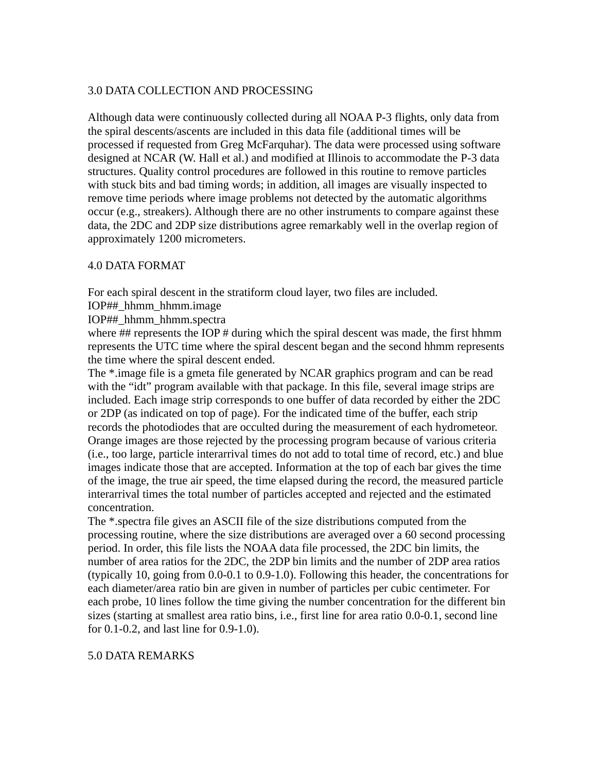## 3.0 DATA COLLECTION AND PROCESSING

Although data were continuously collected during all NOAA P-3 flights, only data from the spiral descents/ascents are included in this data file (additional times will be processed if requested from Greg McFarquhar). The data were processed using software designed at NCAR (W. Hall et al.) and modified at Illinois to accommodate the P-3 data structures. Quality control procedures are followed in this routine to remove particles with stuck bits and bad timing words; in addition, all images are visually inspected to remove time periods where image problems not detected by the automatic algorithms occur (e.g., streakers). Although there are no other instruments to compare against these data, the 2DC and 2DP size distributions agree remarkably well in the overlap region of approximately 1200 micrometers.

## 4.0 DATA FORMAT

For each spiral descent in the stratiform cloud layer, two files are included.
IOP##_hhmm_hhmm.image
IOP##_hhmm_hhmm.spectra
where ## represents the IOP # during which the spiral descent was made, the first hhmm represents the UTC time where the spiral descent began and the second hhmm represents the time where the spiral descent ended.
The *.image file is a gmeta file generated by NCAR graphics program and can be read with the “idt” program available with that package. In this file, several image strips are included. Each image strip corresponds to one buffer of data recorded by either the 2DC or 2DP (as indicated on top of page). For the indicated time of the buffer, each strip records the photodiodes that are occulted during the measurement of each hydrometeor. Orange images are those rejected by the processing program because of various criteria (i.e., too large, particle interarrival times do not add to total time of record, etc.) and blue images indicate those that are accepted. Information at the top of each bar gives the time of the image, the true air speed, the time elapsed during the record, the measured particle interarrival times the total number of particles accepted and rejected and the estimated concentration.
The *.spectra file gives an ASCII file of the size distributions computed from the processing routine, where the size distributions are averaged over a 60 second processing period. In order, this file lists the NOAA data file processed, the 2DC bin limits, the number of area ratios for the 2DC, the 2DP bin limits and the number of 2DP area ratios (typically 10, going from 0.0-0.1 to 0.9-1.0). Following this header, the concentrations for each diameter/area ratio bin are given in number of particles per cubic centimeter. For each probe, 10 lines follow the time giving the number concentration for the different bin sizes (starting at smallest area ratio bins, i.e., first line for area ratio 0.0-0.1, second line for 0.1-0.2, and last line for 0.9-1.0).

## 5.0 DATA REMARKS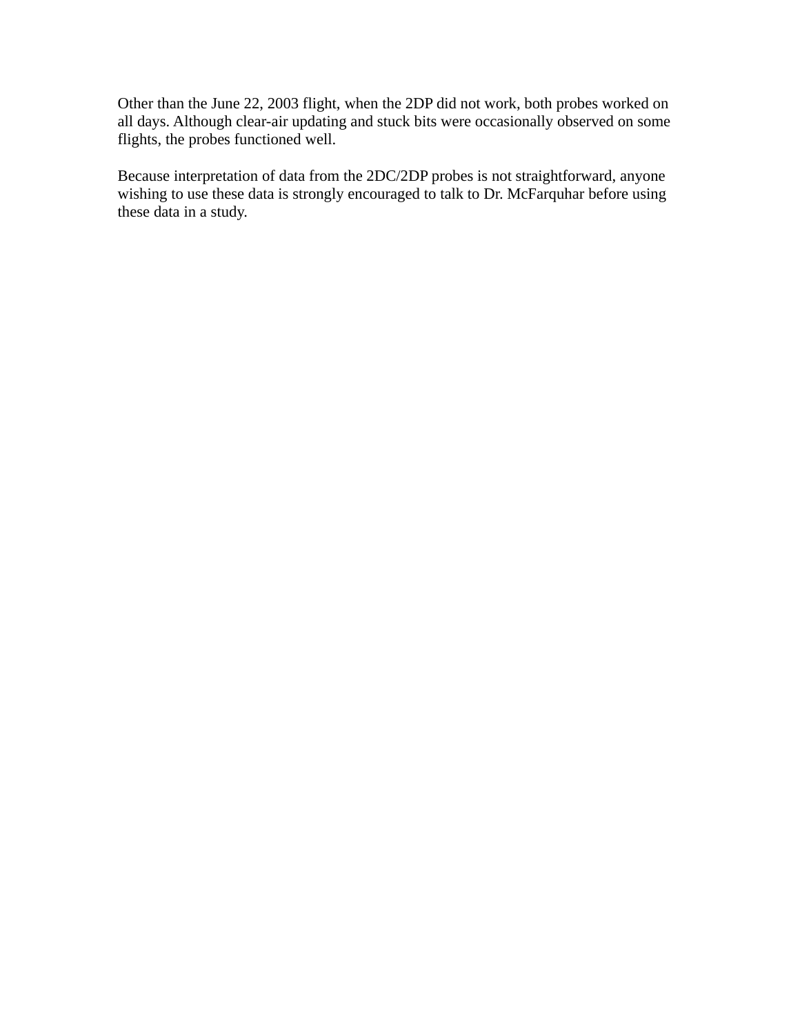Other than the June 22, 2003 flight, when the 2DP did not work, both probes worked on all days. Although clear-air updating and stuck bits were occasionally observed on some flights, the probes functioned well.

Because interpretation of data from the 2DC/2DP probes is not straightforward, anyone wishing to use these data is strongly encouraged to talk to Dr. McFarquhar before using these data in a study.